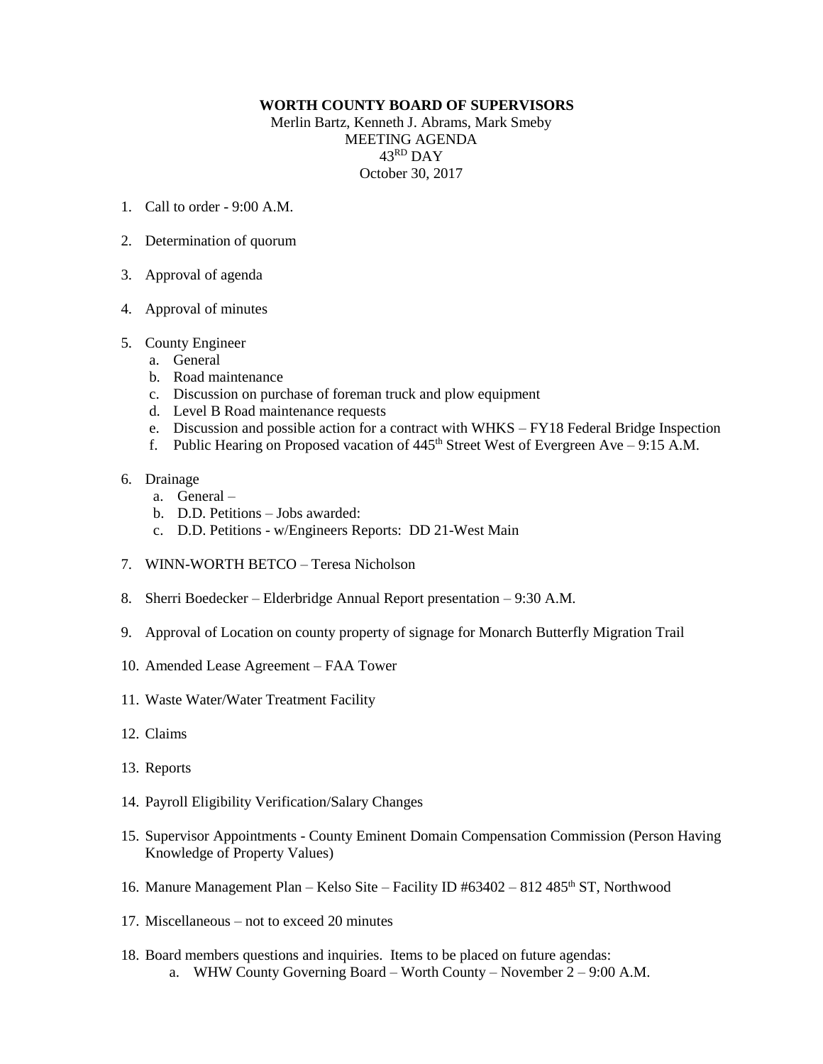**WORTH COUNTY BOARD OF SUPERVISORS**

Merlin Bartz, Kenneth J. Abrams, Mark Smeby

MEETING AGENDA

43RD DAY

October 30, 2017

1. Call to order - 9:00 A.M.

2. Determination of quorum

3. Approval of agenda

4. Approval of minutes

5. County Engineer
   a. General
   b. Road maintenance
   c. Discussion on purchase of foreman truck and plow equipment
   d. Level B Road maintenance requests
   e. Discussion and possible action for a contract with WHKS – FY18 Federal Bridge Inspection
   f. Public Hearing on Proposed vacation of 445th Street West of Evergreen Ave – 9:15 A.M.

6. Drainage
   a. General –
   b. D.D. Petitions – Jobs awarded:
   c. D.D. Petitions - w/Engineers Reports: DD 21-West Main

7. WINN-WORTH BETCO – Teresa Nicholson

8. Sherri Boedecker – Elderbridge Annual Report presentation – 9:30 A.M.

9. Approval of Location on county property of signage for Monarch Butterfly Migration Trail

10. Amended Lease Agreement – FAA Tower

11. Waste Water/Water Treatment Facility

12. Claims

13. Reports

14. Payroll Eligibility Verification/Salary Changes

15. Supervisor Appointments - County Eminent Domain Compensation Commission (Person Having Knowledge of Property Values)

16. Manure Management Plan – Kelso Site – Facility ID #63402 – 812 485th ST, Northwood

17. Miscellaneous – not to exceed 20 minutes

18. Board members questions and inquiries. Items to be placed on future agendas:
    a. WHW County Governing Board – Worth County – November 2 – 9:00 A.M.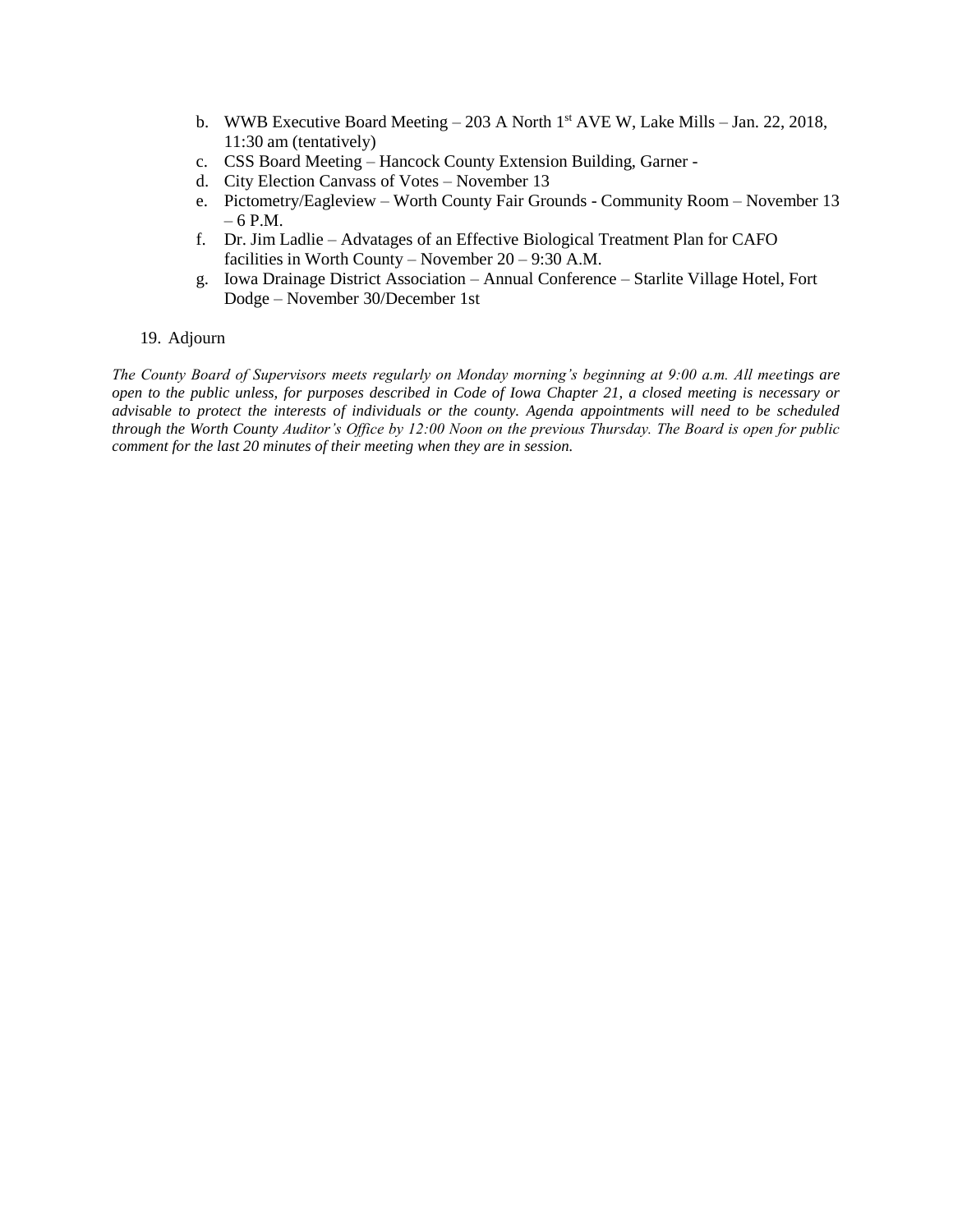b. WWB Executive Board Meeting – 203 A North 1st AVE W, Lake Mills – Jan. 22, 2018, 11:30 am (tentatively)
c. CSS Board Meeting – Hancock County Extension Building, Garner -
d. City Election Canvass of Votes – November 13
e. Pictometry/Eagleview – Worth County Fair Grounds - Community Room – November 13 – 6 P.M.
f. Dr. Jim Ladlie – Advatages of an Effective Biological Treatment Plan for CAFO facilities in Worth County – November 20 – 9:30 A.M.
g. Iowa Drainage District Association – Annual Conference – Starlite Village Hotel, Fort Dodge – November 30/December 1st

19. Adjourn

*The County Board of Supervisors meets regularly on Monday morning's beginning at 9:00 a.m. All meetings are open to the public unless, for purposes described in Code of Iowa Chapter 21, a closed meeting is necessary or advisable to protect the interests of individuals or the county. Agenda appointments will need to be scheduled through the Worth County Auditor's Office by 12:00 Noon on the previous Thursday. The Board is open for public comment for the last 20 minutes of their meeting when they are in session.*